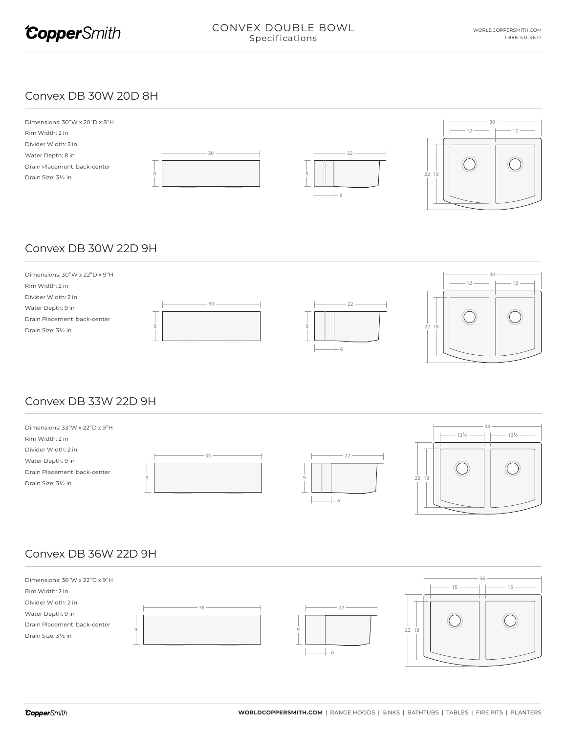# CONVEX DOUBLE BOWL
Specifications

## Convex DB 30W 20D 8H

Dimensions: 30"W x 20"D x 8"H
Rim Width: 2 in
Divider Width: 2 in
Water Depth: 8 in
Drain Placement: back-center
Drain Size: 3½ in

## Convex DB 30W 22D 9H

Dimensions: 30"W x 22"D x 9"H
Rim Width: 2 in
Divider Width: 2 in
Water Depth: 9 in
Drain Placement: back-center
Drain Size: 3½ in

## Convex DB 33W 22D 9H

Dimensions: 33"W x 22"D x 9"H
Rim Width: 2 in
Divider Width: 2 in
Water Depth: 9 in
Drain Placement: back-center
Drain Size: 3½ in

## Convex DB 36W 22D 9H

Dimensions: 36"W x 22"D x 9"H
Rim Width: 2 in
Divider Width: 2 in
Water Depth: 9 in
Drain Placement: back-center
Drain Size: 3½ in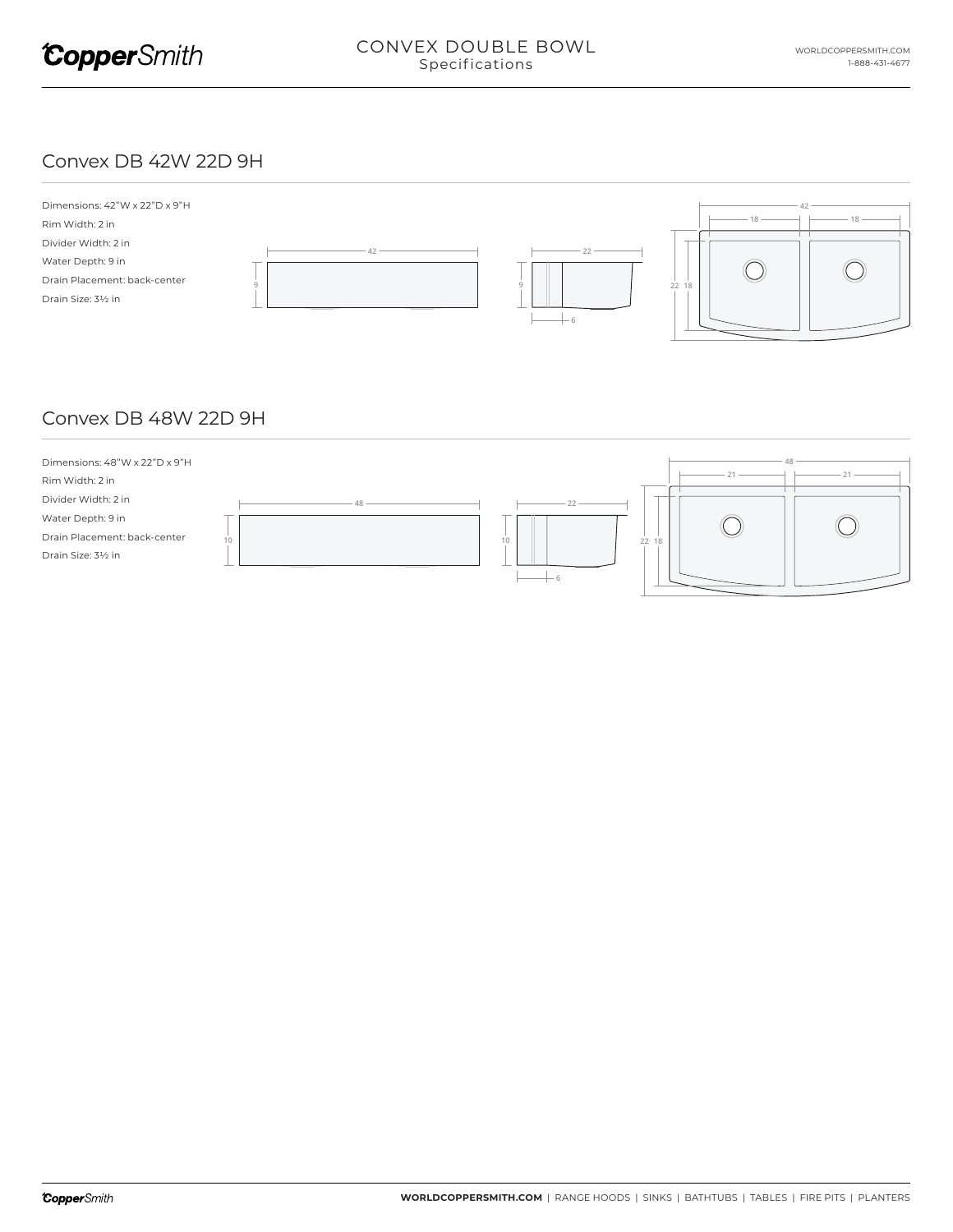# CONVEX DOUBLE BOWL
Specifications

## Convex DB 42W 22D 9H

Dimensions: 42"W x 22"D x 9"H
Rim Width: 2 in
Divider Width: 2 in
Water Depth: 9 in
Drain Placement: back-center
Drain Size: 3½ in

42
9
22
9
6
42
18
18
22
18

## Convex DB 48W 22D 9H

Dimensions: 48"W x 22"D x 9"H
Rim Width: 2 in
Divider Width: 2 in
Water Depth: 9 in
Drain Placement: back-center
Drain Size: 3½ in

48
10
22
10
6
48
21
21
22
18

**WORLDCOPPERSMITH.COM** | RANGE HOODS | SINKS | BATHTUBS | TABLES | FIRE PITS | PLANTERS